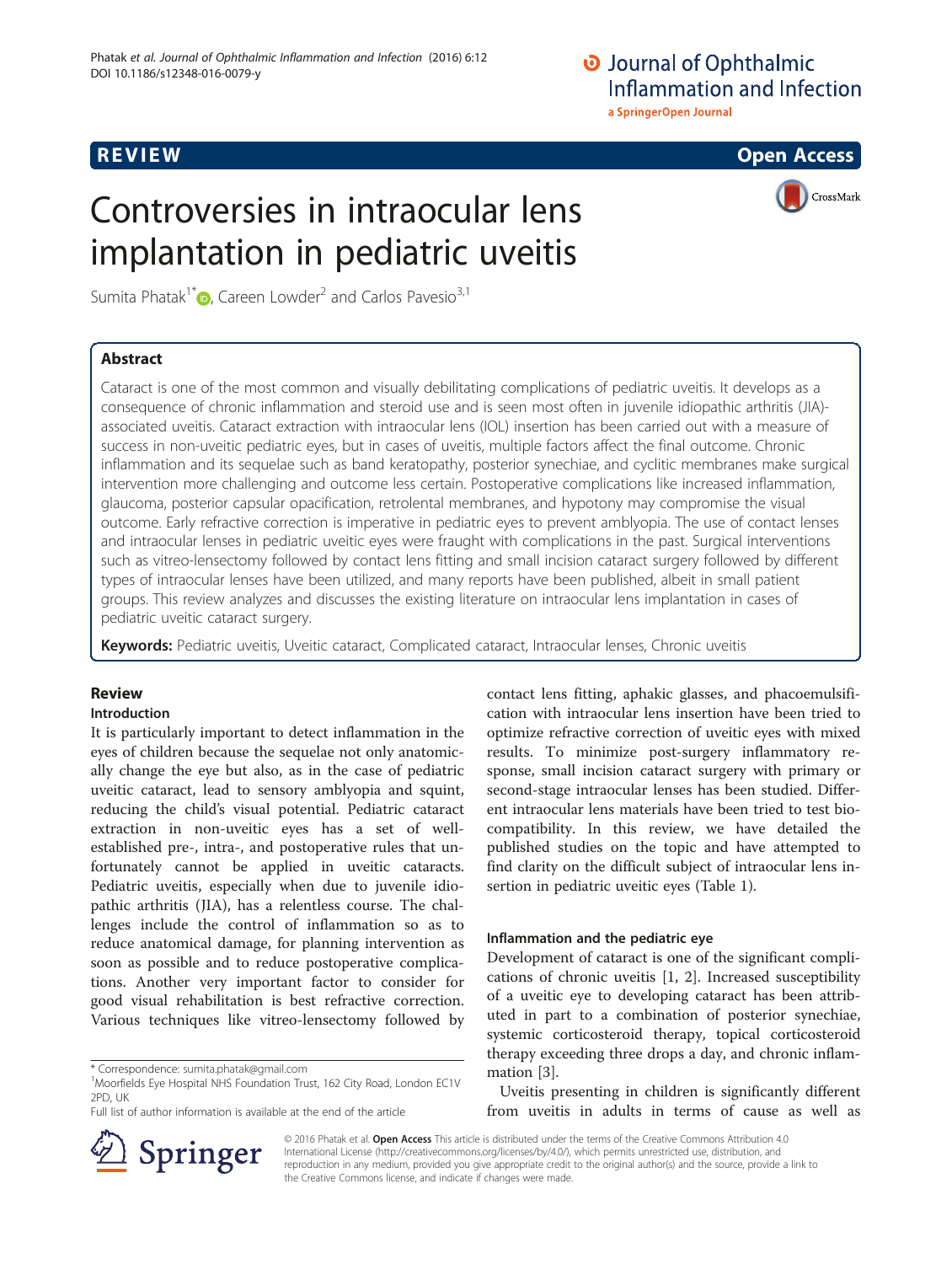**REVIEW** **Open Access**

# Controversies in intraocular lens implantation in pediatric uveitis

Sumita Phatak[1*], Careen Lowder[2] and Carlos Pavesio[3,1]

## Abstract

Cataract is one of the most common and visually debilitating complications of pediatric uveitis. It develops as a consequence of chronic inflammation and steroid use and is seen most often in juvenile idiopathic arthritis (JIA)-associated uveitis. Cataract extraction with intraocular lens (IOL) insertion has been carried out with a measure of success in non-uveitic pediatric eyes, but in cases of uveitis, multiple factors affect the final outcome. Chronic inflammation and its sequelae such as band keratopathy, posterior synechiae, and cyclitic membranes make surgical intervention more challenging and outcome less certain. Postoperative complications like increased inflammation, glaucoma, posterior capsular opacification, retrolental membranes, and hypotony may compromise the visual outcome. Early refractive correction is imperative in pediatric eyes to prevent amblyopia. The use of contact lenses and intraocular lenses in pediatric uveitic eyes were fraught with complications in the past. Surgical interventions such as vitreo-lensectomy followed by contact lens fitting and small incision cataract surgery followed by different types of intraocular lenses have been utilized, and many reports have been published, albeit in small patient groups. This review analyzes and discusses the existing literature on intraocular lens implantation in cases of pediatric uveitic cataract surgery.

**Keywords:** Pediatric uveitis, Uveitic cataract, Complicated cataract, Intraocular lenses, Chronic uveitis

## Review

### Introduction

It is particularly important to detect inflammation in the eyes of children because the sequelae not only anatomically change the eye but also, as in the case of pediatric uveitic cataract, lead to sensory amblyopia and squint, reducing the child's visual potential. Pediatric cataract extraction in non-uveitic eyes has a set of well-established pre-, intra-, and postoperative rules that unfortunately cannot be applied in uveitic cataracts. Pediatric uveitis, especially when due to juvenile idiopathic arthritis (JIA), has a relentless course. The challenges include the control of inflammation so as to reduce anatomical damage, for planning intervention as soon as possible and to reduce postoperative complications. Another very important factor to consider for good visual rehabilitation is best refractive correction. Various techniques like vitreo-lensectomy followed by contact lens fitting, aphakic glasses, and phacoemulsification with intraocular lens insertion have been tried to optimize refractive correction of uveitic eyes with mixed results. To minimize post-surgery inflammatory response, small incision cataract surgery with primary or second-stage intraocular lenses has been studied. Different intraocular lens materials have been tried to test biocompatibility. In this review, we have detailed the published studies on the topic and have attempted to find clarity on the difficult subject of intraocular lens insertion in pediatric uveitic eyes (Table 1).

### Inflammation and the pediatric eye

Development of cataract is one of the significant complications of chronic uveitis [1, 2]. Increased susceptibility of a uveitic eye to developing cataract has been attributed in part to a combination of posterior synechiae, systemic corticosteroid therapy, topical corticosteroid therapy exceeding three drops a day, and chronic inflammation [3].

Uveitis presenting in children is significantly different from uveitis in adults in terms of cause as well as

\* Correspondence: sumita.phatak@gmail.com
[1]Moorfields Eye Hospital NHS Foundation Trust, 162 City Road, London EC1V 2PD, UK
Full list of author information is available at the end of the article

© 2016 Phatak et al. **Open Access** This article is distributed under the terms of the Creative Commons Attribution 4.0 International License (http://creativecommons.org/licenses/by/4.0/), which permits unrestricted use, distribution, and reproduction in any medium, provided you give appropriate credit to the original author(s) and the source, provide a link to the Creative Commons license, and indicate if changes were made.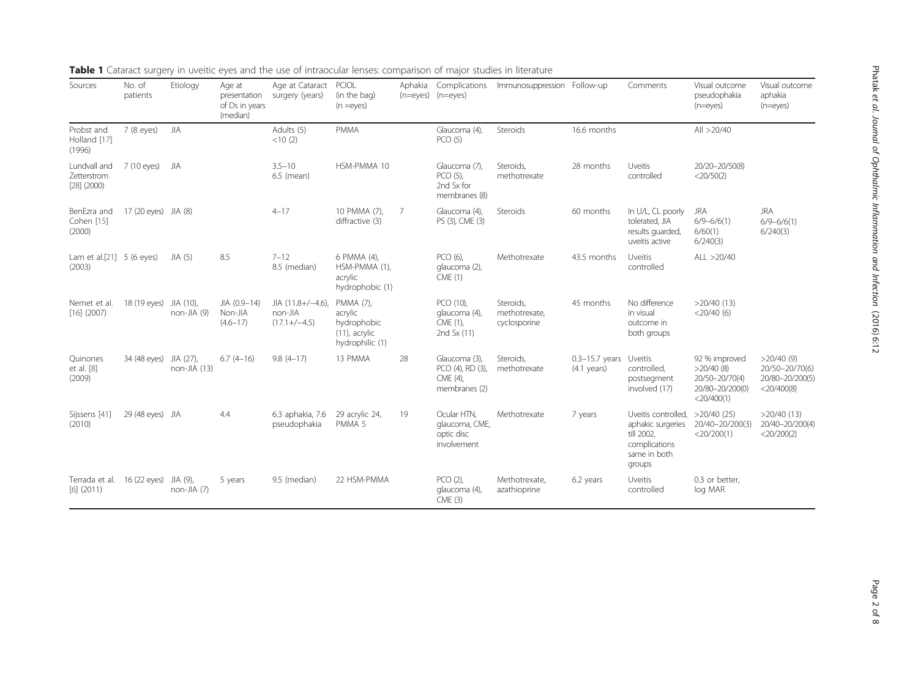**Table 1** Cataract surgery in uveitic eyes and the use of intraocular lenses: comparison of major studies in literature

| Sources | No. of patients | Etiology | Age at presentation of Ds in years (median) | Age at Cataract surgery (years) | PCIOL (in the bag) (n =eyes) | Aphakia (n=eyes) | Complications (n=eyes) | Immunosuppression | Follow-up | Comments | Visual outcome pseudophakia (n=eyes) | Visual outcome aphakia (n=eyes) |
|---|---|---|---|---|---|---|---|---|---|---|---|---|
| Probst and Holland [17] (1996) | 7 (8 eyes) | JIA | | Adults (5) <10 (2) | PMMA | | Glaucoma (4), PCO (5) | Steroids | 16.6 months | | All >20/40 | |
| Lundvall and Zetterstrom [28] (2000) | 7 (10 eyes) | JIA | | 3.5–10 6.5 (mean) | HSM-PMMA 10 | | Glaucoma (7), PCO (5), 2nd Sx for membranes (8) | Steroids, methotrexate | 28 months | Uveitis controlled | 20/20–20/50(8) <20/50(2) | |
| BenEzra and Cohen [15] (2000) | 17 (20 eyes) | JIA (8) | | 4–17 | 10 PMMA (7), diffractive (3) | 7 | Glaucoma (4), PS (3), CME (3) | Steroids | 60 months | In U/L, CL poorly tolerated, JIA results guarded, uveitis active | JRA 6/9–6/6(1) 6/60(1) 6/240(3) | JRA 6/9–6/6(1) 6/240(3) |
| Lam et al.[21] (2003) | 5 (6 eyes) | JIA (5) | 8.5 | 7–12 8.5 (median) | 6 PMMA (4), HSM-PMMA (1), acrylic hydrophobic (1) | | PCO (6), glaucoma (2), CME (1) | Methotrexate | 43.5 months | Uveitis controlled | ALL >20/40 | |
| Nemet et al. [16] (2007) | 18 (19 eyes) | JIA (10), non-JIA (9) | JIA (0.9–14) Non-JIA (4.6–17) | JIA (11.8+/−4.6), non-JIA (17.1+/−4.5) | PMMA (7), acrylic hydrophobic (11), acrylic hydrophilic (1) | | PCO (10), glaucoma (4), CME (1), 2nd Sx (11) | Steroids, methotrexate, cyclosporine | 45 months | No difference in visual outcome in both groups | >20/40 (13) <20/40 (6) | |
| Quinones et al. [8] (2009) | 34 (48 eyes) | JIA (27), non-JIA (13) | 6.7 (4–16) | 9.8 (4–17) | 13 PMMA | 28 | Glaucoma (3), PCO (4), RD (3), CME (4), membranes (2) | Steroids, methotrexate | 0.3–15.7 years (4.1 years) | Uveitis controlled, postsegment involved (17) | 92 % improved >20/40 (8) 20/50–20/70(4) 20/80–20/200(0) <20/400(1) | >20/40 (9) 20/50–20/70(6) 20/80–20/200(5) <20/400(8) |
| Sijssens [41] (2010) | 29 (48 eyes) | JIA | 4.4 | 6.3 aphakia, 7.6 pseudophakia | 29 acrylic 24, PMMA 5 | 19 | Ocular HTN, glaucoma, CME, optic disc involvement | Methotrexate | 7 years | Uveitis controlled, aphakic surgeries till 2002, complications same in both groups | >20/40 (25) 20/40–20/200(3) <20/200(1) | >20/40 (13) 20/40–20/200(4) <20/200(2) |
| Terrada et al. [6] (2011) | 16 (22 eyes) | JIA (9), non-JIA (7) | 5 years | 9.5 (median) | 22 HSM-PMMA | | PCO (2), glaucoma (4), CME (3) | Methotrexate, azathioprine | 6.2 years | Uveitis controlled | 0.3 or better, log MAR | |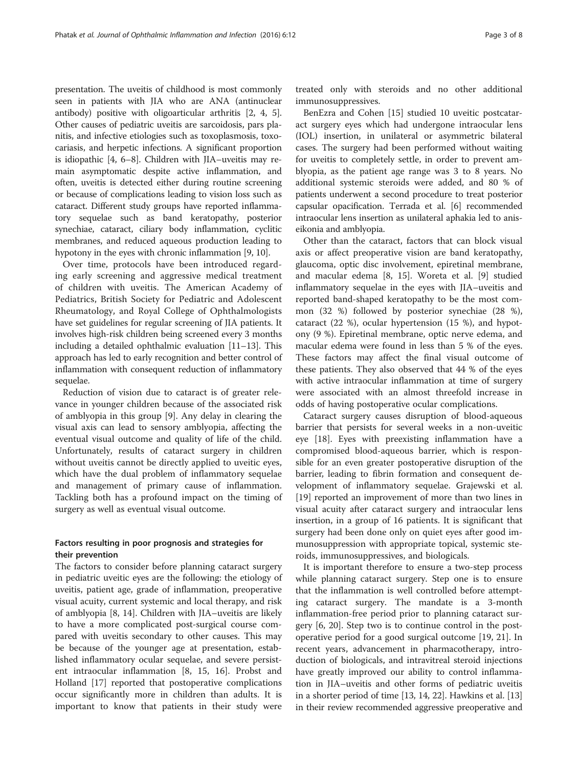presentation. The uveitis of childhood is most commonly seen in patients with JIA who are ANA (antinuclear antibody) positive with oligoarticular arthritis [2, 4, 5]. Other causes of pediatric uveitis are sarcoidosis, pars planitis, and infective etiologies such as toxoplasmosis, toxocariasis, and herpetic infections. A significant proportion is idiopathic [4, 6–8]. Children with JIA–uveitis may remain asymptomatic despite active inflammation, and often, uveitis is detected either during routine screening or because of complications leading to vision loss such as cataract. Different study groups have reported inflammatory sequelae such as band keratopathy, posterior synechiae, cataract, ciliary body inflammation, cyclitic membranes, and reduced aqueous production leading to hypotony in the eyes with chronic inflammation [9, 10].

Over time, protocols have been introduced regarding early screening and aggressive medical treatment of children with uveitis. The American Academy of Pediatrics, British Society for Pediatric and Adolescent Rheumatology, and Royal College of Ophthalmologists have set guidelines for regular screening of JIA patients. It involves high-risk children being screened every 3 months including a detailed ophthalmic evaluation [11–13]. This approach has led to early recognition and better control of inflammation with consequent reduction of inflammatory sequelae.

Reduction of vision due to cataract is of greater relevance in younger children because of the associated risk of amblyopia in this group [9]. Any delay in clearing the visual axis can lead to sensory amblyopia, affecting the eventual visual outcome and quality of life of the child. Unfortunately, results of cataract surgery in children without uveitis cannot be directly applied to uveitic eyes, which have the dual problem of inflammatory sequelae and management of primary cause of inflammation. Tackling both has a profound impact on the timing of surgery as well as eventual visual outcome.

## Factors resulting in poor prognosis and strategies for their prevention

The factors to consider before planning cataract surgery in pediatric uveitic eyes are the following: the etiology of uveitis, patient age, grade of inflammation, preoperative visual acuity, current systemic and local therapy, and risk of amblyopia [8, 14]. Children with JIA–uveitis are likely to have a more complicated post-surgical course compared with uveitis secondary to other causes. This may be because of the younger age at presentation, established inflammatory ocular sequelae, and severe persistent intraocular inflammation [8, 15, 16]. Probst and Holland [17] reported that postoperative complications occur significantly more in children than adults. It is important to know that patients in their study were treated only with steroids and no other additional immunosuppressives.

BenEzra and Cohen [15] studied 10 uveitic postcataract surgery eyes which had undergone intraocular lens (IOL) insertion, in unilateral or asymmetric bilateral cases. The surgery had been performed without waiting for uveitis to completely settle, in order to prevent amblyopia, as the patient age range was 3 to 8 years. No additional systemic steroids were added, and 80 % of patients underwent a second procedure to treat posterior capsular opacification. Terrada et al. [6] recommended intraocular lens insertion as unilateral aphakia led to aniseikonia and amblyopia.

Other than the cataract, factors that can block visual axis or affect preoperative vision are band keratopathy, glaucoma, optic disc involvement, epiretinal membrane, and macular edema [8, 15]. Woreta et al. [9] studied inflammatory sequelae in the eyes with JIA–uveitis and reported band-shaped keratopathy to be the most common (32 %) followed by posterior synechiae (28 %), cataract (22 %), ocular hypertension (15 %), and hypotony (9 %). Epiretinal membrane, optic nerve edema, and macular edema were found in less than 5 % of the eyes. These factors may affect the final visual outcome of these patients. They also observed that 44 % of the eyes with active intraocular inflammation at time of surgery were associated with an almost threefold increase in odds of having postoperative ocular complications.

Cataract surgery causes disruption of blood-aqueous barrier that persists for several weeks in a non-uveitic eye [18]. Eyes with preexisting inflammation have a compromised blood-aqueous barrier, which is responsible for an even greater postoperative disruption of the barrier, leading to fibrin formation and consequent development of inflammatory sequelae. Grajewski et al. [19] reported an improvement of more than two lines in visual acuity after cataract surgery and intraocular lens insertion, in a group of 16 patients. It is significant that surgery had been done only on quiet eyes after good immunosuppression with appropriate topical, systemic steroids, immunosuppressives, and biologicals.

It is important therefore to ensure a two-step process while planning cataract surgery. Step one is to ensure that the inflammation is well controlled before attempting cataract surgery. The mandate is a 3-month inflammation-free period prior to planning cataract surgery [6, 20]. Step two is to continue control in the postoperative period for a good surgical outcome [19, 21]. In recent years, advancement in pharmacotherapy, introduction of biologicals, and intravitreal steroid injections have greatly improved our ability to control inflammation in JIA–uveitis and other forms of pediatric uveitis in a shorter period of time [13, 14, 22]. Hawkins et al. [13] in their review recommended aggressive preoperative and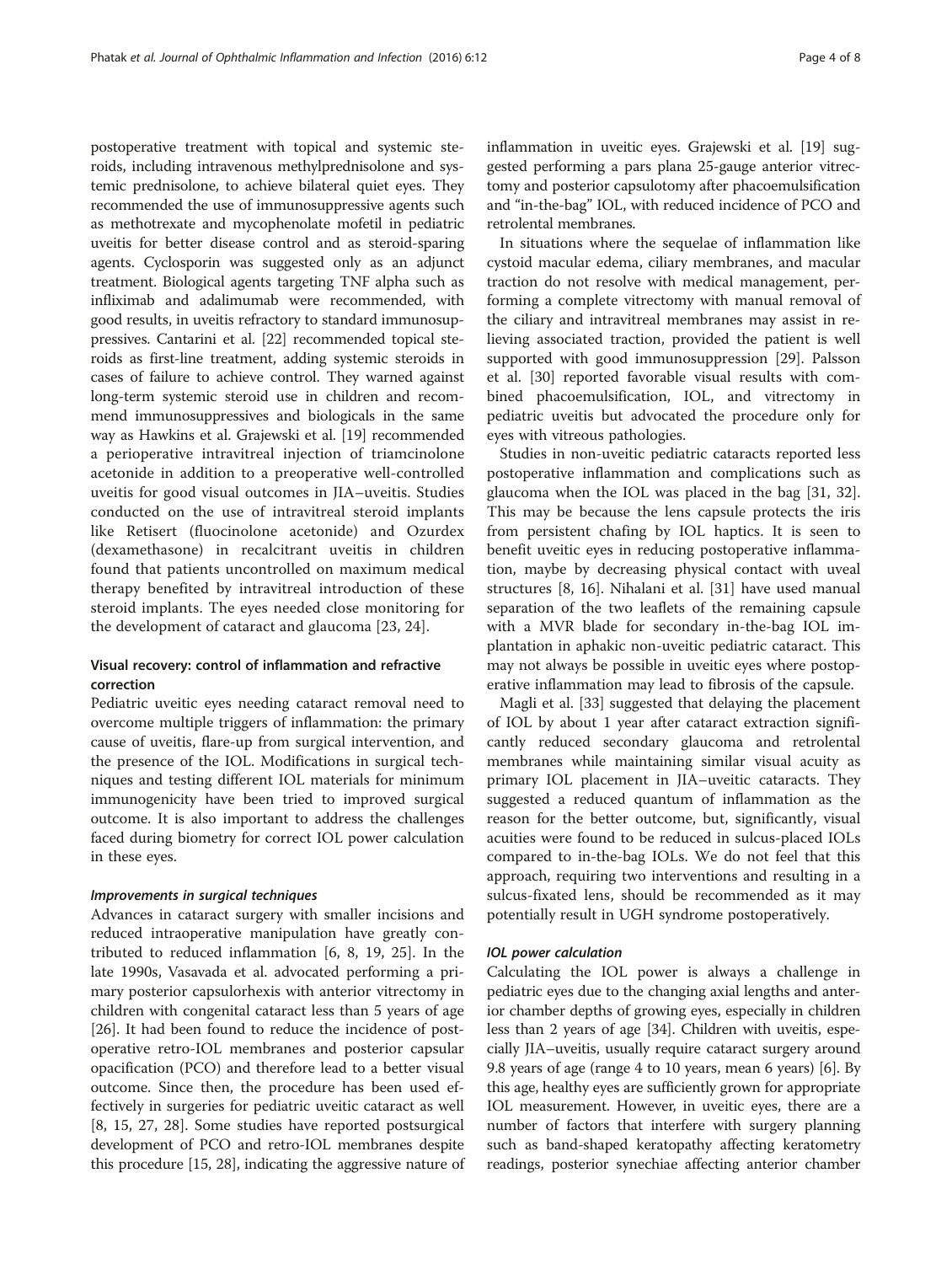postoperative treatment with topical and systemic steroids, including intravenous methylprednisolone and systemic prednisolone, to achieve bilateral quiet eyes. They recommended the use of immunosuppressive agents such as methotrexate and mycophenolate mofetil in pediatric uveitis for better disease control and as steroid-sparing agents. Cyclosporin was suggested only as an adjunct treatment. Biological agents targeting TNF alpha such as infliximab and adalimumab were recommended, with good results, in uveitis refractory to standard immunosuppressives. Cantarini et al. [22] recommended topical steroids as first-line treatment, adding systemic steroids in cases of failure to achieve control. They warned against long-term systemic steroid use in children and recommend immunosuppressives and biologicals in the same way as Hawkins et al. Grajewski et al. [19] recommended a perioperative intravitreal injection of triamcinolone acetonide in addition to a preoperative well-controlled uveitis for good visual outcomes in JIA–uveitis. Studies conducted on the use of intravitreal steroid implants like Retisert (fluocinolone acetonide) and Ozurdex (dexamethasone) in recalcitrant uveitis in children found that patients uncontrolled on maximum medical therapy benefited by intravitreal introduction of these steroid implants. The eyes needed close monitoring for the development of cataract and glaucoma [23, 24].

## Visual recovery: control of inflammation and refractive correction

Pediatric uveitic eyes needing cataract removal need to overcome multiple triggers of inflammation: the primary cause of uveitis, flare-up from surgical intervention, and the presence of the IOL. Modifications in surgical techniques and testing different IOL materials for minimum immunogenicity have been tried to improved surgical outcome. It is also important to address the challenges faced during biometry for correct IOL power calculation in these eyes.

### *Improvements in surgical techniques*

Advances in cataract surgery with smaller incisions and reduced intraoperative manipulation have greatly contributed to reduced inflammation [6, 8, 19, 25]. In the late 1990s, Vasavada et al. advocated performing a primary posterior capsulorhexis with anterior vitrectomy in children with congenital cataract less than 5 years of age [26]. It had been found to reduce the incidence of postoperative retro-IOL membranes and posterior capsular opacification (PCO) and therefore lead to a better visual outcome. Since then, the procedure has been used effectively in surgeries for pediatric uveitic cataract as well [8, 15, 27, 28]. Some studies have reported postsurgical development of PCO and retro-IOL membranes despite this procedure [15, 28], indicating the aggressive nature of inflammation in uveitic eyes. Grajewski et al. [19] suggested performing a pars plana 25-gauge anterior vitrectomy and posterior capsulotomy after phacoemulsification and "in-the-bag" IOL, with reduced incidence of PCO and retrolental membranes.

In situations where the sequelae of inflammation like cystoid macular edema, ciliary membranes, and macular traction do not resolve with medical management, performing a complete vitrectomy with manual removal of the ciliary and intravitreal membranes may assist in relieving associated traction, provided the patient is well supported with good immunosuppression [29]. Palsson et al. [30] reported favorable visual results with combined phacoemulsification, IOL, and vitrectomy in pediatric uveitis but advocated the procedure only for eyes with vitreous pathologies.

Studies in non-uveitic pediatric cataracts reported less postoperative inflammation and complications such as glaucoma when the IOL was placed in the bag [31, 32]. This may be because the lens capsule protects the iris from persistent chafing by IOL haptics. It is seen to benefit uveitic eyes in reducing postoperative inflammation, maybe by decreasing physical contact with uveal structures [8, 16]. Nihalani et al. [31] have used manual separation of the two leaflets of the remaining capsule with a MVR blade for secondary in-the-bag IOL implantation in aphakic non-uveitic pediatric cataract. This may not always be possible in uveitic eyes where postoperative inflammation may lead to fibrosis of the capsule.

Magli et al. [33] suggested that delaying the placement of IOL by about 1 year after cataract extraction significantly reduced secondary glaucoma and retrolental membranes while maintaining similar visual acuity as primary IOL placement in JIA–uveitic cataracts. They suggested a reduced quantum of inflammation as the reason for the better outcome, but, significantly, visual acuities were found to be reduced in sulcus-placed IOLs compared to in-the-bag IOLs. We do not feel that this approach, requiring two interventions and resulting in a sulcus-fixated lens, should be recommended as it may potentially result in UGH syndrome postoperatively.

### *IOL power calculation*

Calculating the IOL power is always a challenge in pediatric eyes due to the changing axial lengths and anterior chamber depths of growing eyes, especially in children less than 2 years of age [34]. Children with uveitis, especially JIA–uveitis, usually require cataract surgery around 9.8 years of age (range 4 to 10 years, mean 6 years) [6]. By this age, healthy eyes are sufficiently grown for appropriate IOL measurement. However, in uveitic eyes, there are a number of factors that interfere with surgery planning such as band-shaped keratopathy affecting keratometry readings, posterior synechiae affecting anterior chamber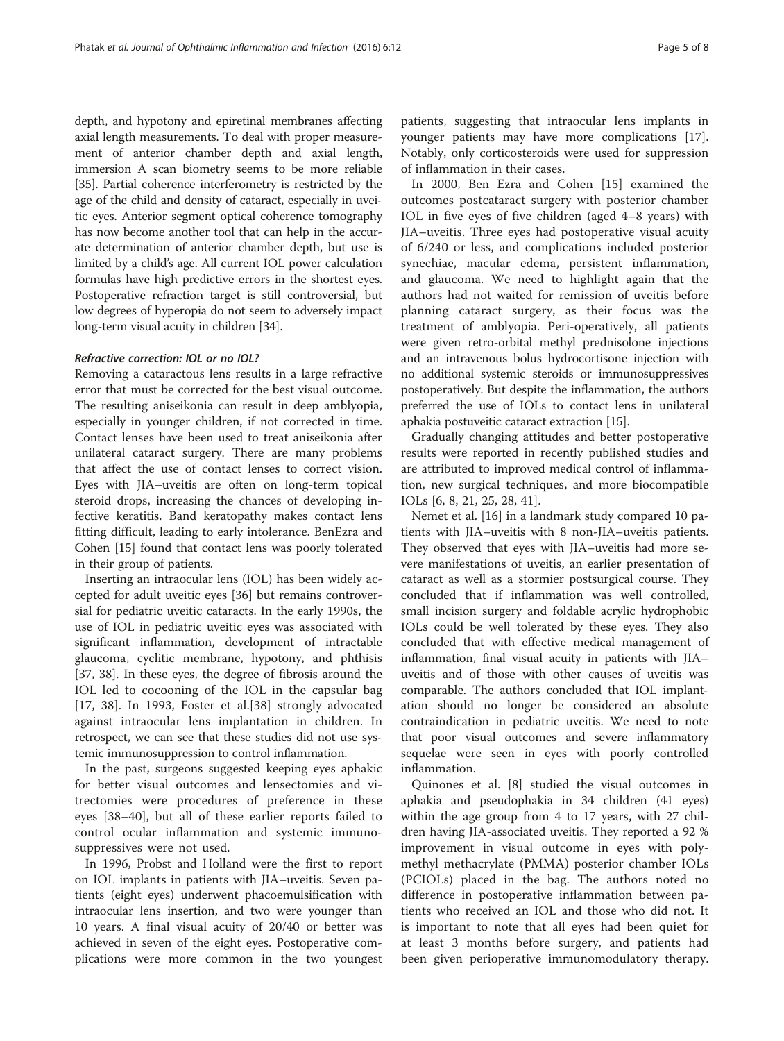depth, and hypotony and epiretinal membranes affecting axial length measurements. To deal with proper measurement of anterior chamber depth and axial length, immersion A scan biometry seems to be more reliable [35]. Partial coherence interferometry is restricted by the age of the child and density of cataract, especially in uveitic eyes. Anterior segment optical coherence tomography has now become another tool that can help in the accurate determination of anterior chamber depth, but use is limited by a child's age. All current IOL power calculation formulas have high predictive errors in the shortest eyes. Postoperative refraction target is still controversial, but low degrees of hyperopia do not seem to adversely impact long-term visual acuity in children [34].

#### *Refractive correction: IOL or no IOL?*

Removing a cataractous lens results in a large refractive error that must be corrected for the best visual outcome. The resulting aniseikonia can result in deep amblyopia, especially in younger children, if not corrected in time. Contact lenses have been used to treat aniseikonia after unilateral cataract surgery. There are many problems that affect the use of contact lenses to correct vision. Eyes with JIA–uveitis are often on long-term topical steroid drops, increasing the chances of developing infective keratitis. Band keratopathy makes contact lens fitting difficult, leading to early intolerance. BenEzra and Cohen [15] found that contact lens was poorly tolerated in their group of patients.

Inserting an intraocular lens (IOL) has been widely accepted for adult uveitic eyes [36] but remains controversial for pediatric uveitic cataracts. In the early 1990s, the use of IOL in pediatric uveitic eyes was associated with significant inflammation, development of intractable glaucoma, cyclitic membrane, hypotony, and phthisis [37, 38]. In these eyes, the degree of fibrosis around the IOL led to cocooning of the IOL in the capsular bag [17, 38]. In 1993, Foster et al.[38] strongly advocated against intraocular lens implantation in children. In retrospect, we can see that these studies did not use systemic immunosuppression to control inflammation.

In the past, surgeons suggested keeping eyes aphakic for better visual outcomes and lensectomies and vitrectomies were procedures of preference in these eyes [38–40], but all of these earlier reports failed to control ocular inflammation and systemic immunosuppressives were not used.

In 1996, Probst and Holland were the first to report on IOL implants in patients with JIA–uveitis. Seven patients (eight eyes) underwent phacoemulsification with intraocular lens insertion, and two were younger than 10 years. A final visual acuity of 20/40 or better was achieved in seven of the eight eyes. Postoperative complications were more common in the two youngest patients, suggesting that intraocular lens implants in younger patients may have more complications [17]. Notably, only corticosteroids were used for suppression of inflammation in their cases.

In 2000, Ben Ezra and Cohen [15] examined the outcomes postcataract surgery with posterior chamber IOL in five eyes of five children (aged 4–8 years) with JIA–uveitis. Three eyes had postoperative visual acuity of 6/240 or less, and complications included posterior synechiae, macular edema, persistent inflammation, and glaucoma. We need to highlight again that the authors had not waited for remission of uveitis before planning cataract surgery, as their focus was the treatment of amblyopia. Peri-operatively, all patients were given retro-orbital methyl prednisolone injections and an intravenous bolus hydrocortisone injection with no additional systemic steroids or immunosuppressives postoperatively. But despite the inflammation, the authors preferred the use of IOLs to contact lens in unilateral aphakia postuveitic cataract extraction [15].

Gradually changing attitudes and better postoperative results were reported in recently published studies and are attributed to improved medical control of inflammation, new surgical techniques, and more biocompatible IOLs [6, 8, 21, 25, 28, 41].

Nemet et al. [16] in a landmark study compared 10 patients with JIA–uveitis with 8 non-JIA–uveitis patients. They observed that eyes with JIA–uveitis had more severe manifestations of uveitis, an earlier presentation of cataract as well as a stormier postsurgical course. They concluded that if inflammation was well controlled, small incision surgery and foldable acrylic hydrophobic IOLs could be well tolerated by these eyes. They also concluded that with effective medical management of inflammation, final visual acuity in patients with JIA–uveitis and of those with other causes of uveitis was comparable. The authors concluded that IOL implantation should no longer be considered an absolute contraindication in pediatric uveitis. We need to note that poor visual outcomes and severe inflammatory sequelae were seen in eyes with poorly controlled inflammation.

Quinones et al. [8] studied the visual outcomes in aphakia and pseudophakia in 34 children (41 eyes) within the age group from 4 to 17 years, with 27 children having JIA-associated uveitis. They reported a 92 % improvement in visual outcome in eyes with polymethyl methacrylate (PMMA) posterior chamber IOLs (PCIOLs) placed in the bag. The authors noted no difference in postoperative inflammation between patients who received an IOL and those who did not. It is important to note that all eyes had been quiet for at least 3 months before surgery, and patients had been given perioperative immunomodulatory therapy.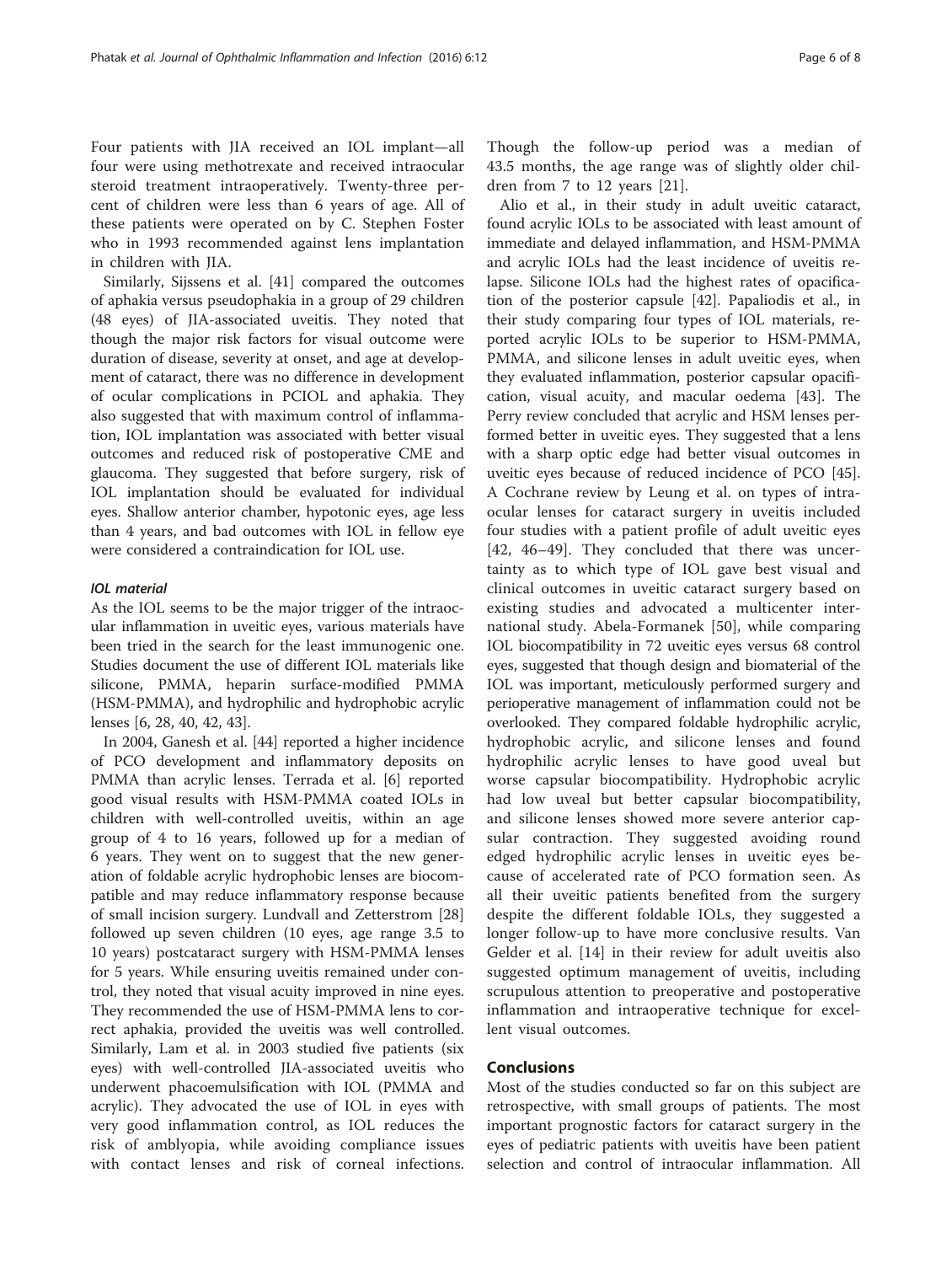Four patients with JIA received an IOL implant—all four were using methotrexate and received intraocular steroid treatment intraoperatively. Twenty-three percent of children were less than 6 years of age. All of these patients were operated on by C. Stephen Foster who in 1993 recommended against lens implantation in children with JIA.

Similarly, Sijssens et al. [41] compared the outcomes of aphakia versus pseudophakia in a group of 29 children (48 eyes) of JIA-associated uveitis. They noted that though the major risk factors for visual outcome were duration of disease, severity at onset, and age at development of cataract, there was no difference in development of ocular complications in PCIOL and aphakia. They also suggested that with maximum control of inflammation, IOL implantation was associated with better visual outcomes and reduced risk of postoperative CME and glaucoma. They suggested that before surgery, risk of IOL implantation should be evaluated for individual eyes. Shallow anterior chamber, hypotonic eyes, age less than 4 years, and bad outcomes with IOL in fellow eye were considered a contraindication for IOL use.

### *IOL material*

As the IOL seems to be the major trigger of the intraocular inflammation in uveitic eyes, various materials have been tried in the search for the least immunogenic one. Studies document the use of different IOL materials like silicone, PMMA, heparin surface-modified PMMA (HSM-PMMA), and hydrophilic and hydrophobic acrylic lenses [6, 28, 40, 42, 43].

In 2004, Ganesh et al. [44] reported a higher incidence of PCO development and inflammatory deposits on PMMA than acrylic lenses. Terrada et al. [6] reported good visual results with HSM-PMMA coated IOLs in children with well-controlled uveitis, within an age group of 4 to 16 years, followed up for a median of 6 years. They went on to suggest that the new generation of foldable acrylic hydrophobic lenses are biocompatible and may reduce inflammatory response because of small incision surgery. Lundvall and Zetterstrom [28] followed up seven children (10 eyes, age range 3.5 to 10 years) postcataract surgery with HSM-PMMA lenses for 5 years. While ensuring uveitis remained under control, they noted that visual acuity improved in nine eyes. They recommended the use of HSM-PMMA lens to correct aphakia, provided the uveitis was well controlled. Similarly, Lam et al. in 2003 studied five patients (six eyes) with well-controlled JIA-associated uveitis who underwent phacoemulsification with IOL (PMMA and acrylic). They advocated the use of IOL in eyes with very good inflammation control, as IOL reduces the risk of amblyopia, while avoiding compliance issues with contact lenses and risk of corneal infections. Though the follow-up period was a median of 43.5 months, the age range was of slightly older children from 7 to 12 years [21].

Alio et al., in their study in adult uveitic cataract, found acrylic IOLs to be associated with least amount of immediate and delayed inflammation, and HSM-PMMA and acrylic IOLs had the least incidence of uveitis relapse. Silicone IOLs had the highest rates of opacification of the posterior capsule [42]. Papaliodis et al., in their study comparing four types of IOL materials, reported acrylic IOLs to be superior to HSM-PMMA, PMMA, and silicone lenses in adult uveitic eyes, when they evaluated inflammation, posterior capsular opacification, visual acuity, and macular oedema [43]. The Perry review concluded that acrylic and HSM lenses performed better in uveitic eyes. They suggested that a lens with a sharp optic edge had better visual outcomes in uveitic eyes because of reduced incidence of PCO [45]. A Cochrane review by Leung et al. on types of intraocular lenses for cataract surgery in uveitis included four studies with a patient profile of adult uveitic eyes [42, 46–49]. They concluded that there was uncertainty as to which type of IOL gave best visual and clinical outcomes in uveitic cataract surgery based on existing studies and advocated a multicenter international study. Abela-Formanek [50], while comparing IOL biocompatibility in 72 uveitic eyes versus 68 control eyes, suggested that though design and biomaterial of the IOL was important, meticulously performed surgery and perioperative management of inflammation could not be overlooked. They compared foldable hydrophilic acrylic, hydrophobic acrylic, and silicone lenses and found hydrophilic acrylic lenses to have good uveal but worse capsular biocompatibility. Hydrophobic acrylic had low uveal but better capsular biocompatibility, and silicone lenses showed more severe anterior capsular contraction. They suggested avoiding round edged hydrophilic acrylic lenses in uveitic eyes because of accelerated rate of PCO formation seen. As all their uveitic patients benefited from the surgery despite the different foldable IOLs, they suggested a longer follow-up to have more conclusive results. Van Gelder et al. [14] in their review for adult uveitis also suggested optimum management of uveitis, including scrupulous attention to preoperative and postoperative inflammation and intraoperative technique for excellent visual outcomes.

## Conclusions

Most of the studies conducted so far on this subject are retrospective, with small groups of patients. The most important prognostic factors for cataract surgery in the eyes of pediatric patients with uveitis have been patient selection and control of intraocular inflammation. All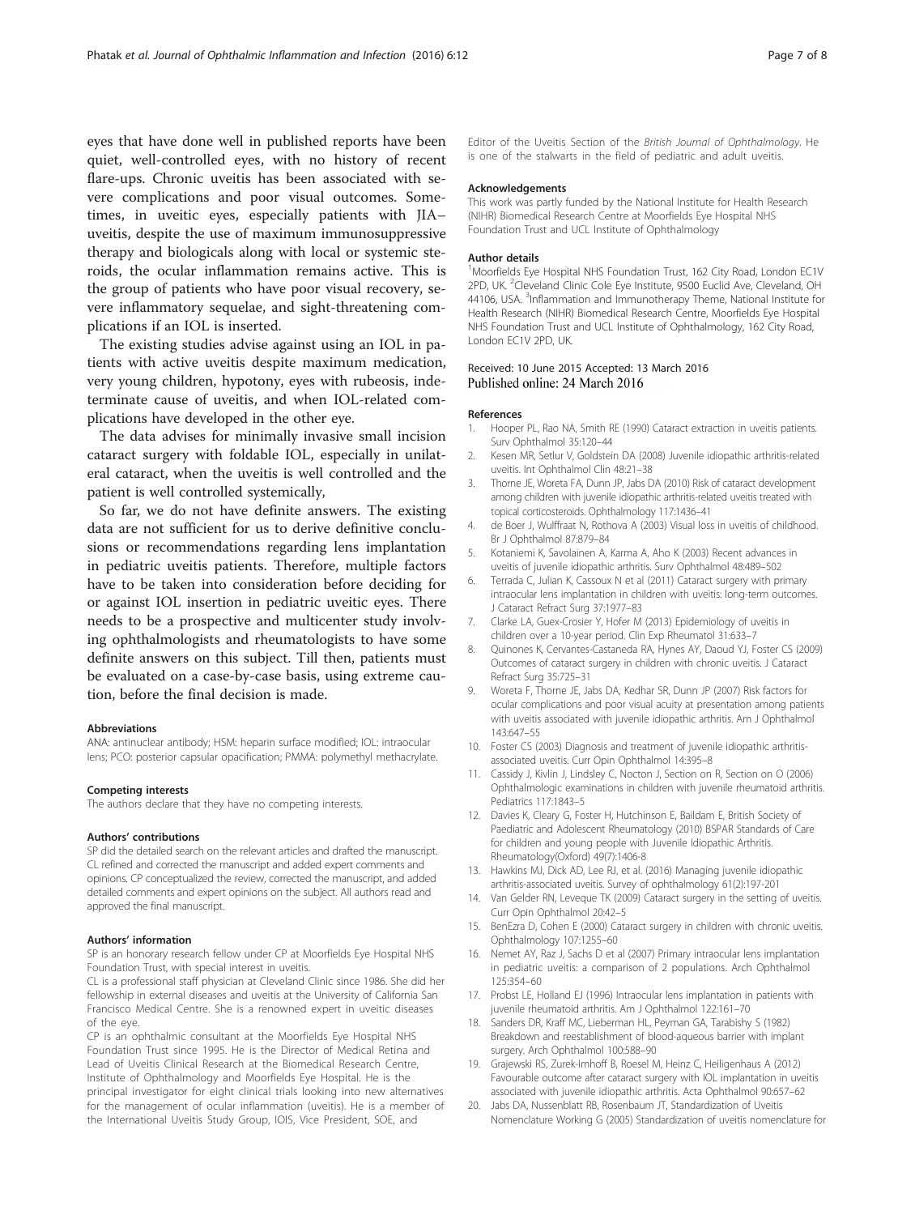eyes that have done well in published reports have been quiet, well-controlled eyes, with no history of recent flare-ups. Chronic uveitis has been associated with severe complications and poor visual outcomes. Sometimes, in uveitic eyes, especially patients with JIA–uveitis, despite the use of maximum immunosuppressive therapy and biologicals along with local or systemic steroids, the ocular inflammation remains active. This is the group of patients who have poor visual recovery, severe inflammatory sequelae, and sight-threatening complications if an IOL is inserted.

The existing studies advise against using an IOL in patients with active uveitis despite maximum medication, very young children, hypotony, eyes with rubeosis, indeterminate cause of uveitis, and when IOL-related complications have developed in the other eye.

The data advises for minimally invasive small incision cataract surgery with foldable IOL, especially in unilateral cataract, when the uveitis is well controlled and the patient is well controlled systemically,

So far, we do not have definite answers. The existing data are not sufficient for us to derive definitive conclusions or recommendations regarding lens implantation in pediatric uveitis patients. Therefore, multiple factors have to be taken into consideration before deciding for or against IOL insertion in pediatric uveitic eyes. There needs to be a prospective and multicenter study involving ophthalmologists and rheumatologists to have some definite answers on this subject. Till then, patients must be evaluated on a case-by-case basis, using extreme caution, before the final decision is made.

#### Abbreviations

ANA: antinuclear antibody; HSM: heparin surface modified; IOL: intraocular lens; PCO: posterior capsular opacification; PMMA: polymethyl methacrylate.

#### Competing interests

The authors declare that they have no competing interests.

#### Authors' contributions

SP did the detailed search on the relevant articles and drafted the manuscript. CL refined and corrected the manuscript and added expert comments and opinions. CP conceptualized the review, corrected the manuscript, and added detailed comments and expert opinions on the subject. All authors read and approved the final manuscript.

#### Authors' information

SP is an honorary research fellow under CP at Moorfields Eye Hospital NHS Foundation Trust, with special interest in uveitis.

CL is a professional staff physician at Cleveland Clinic since 1986. She did her fellowship in external diseases and uveitis at the University of California San Francisco Medical Centre. She is a renowned expert in uveitic diseases of the eye.

CP is an ophthalmic consultant at the Moorfields Eye Hospital NHS Foundation Trust since 1995. He is the Director of Medical Retina and Lead of Uveitis Clinical Research at the Biomedical Research Centre, Institute of Ophthalmology and Moorfields Eye Hospital. He is the principal investigator for eight clinical trials looking into new alternatives for the management of ocular inflammation (uveitis). He is a member of the International Uveitis Study Group, IOIS, Vice President, SOE, and Editor of the Uveitis Section of the *British Journal of Ophthalmology*. He is one of the stalwarts in the field of pediatric and adult uveitis.

#### Acknowledgements

This work was partly funded by the National Institute for Health Research (NIHR) Biomedical Research Centre at Moorfields Eye Hospital NHS Foundation Trust and UCL Institute of Ophthalmology

#### Author details

[1]Moorfields Eye Hospital NHS Foundation Trust, 162 City Road, London EC1V 2PD, UK. [2]Cleveland Clinic Cole Eye Institute, 9500 Euclid Ave, Cleveland, OH 44106, USA. [3]Inflammation and Immunotherapy Theme, National Institute for Health Research (NIHR) Biomedical Research Centre, Moorfields Eye Hospital NHS Foundation Trust and UCL Institute of Ophthalmology, 162 City Road, London EC1V 2PD, UK.

Received: 10 June 2015 Accepted: 13 March 2016
Published online: 24 March 2016

#### References

1. Hooper PL, Rao NA, Smith RE (1990) Cataract extraction in uveitis patients. Surv Ophthalmol 35:120–44
2. Kesen MR, Setlur V, Goldstein DA (2008) Juvenile idiopathic arthritis-related uveitis. Int Ophthalmol Clin 48:21–38
3. Thorne JE, Woreta FA, Dunn JP, Jabs DA (2010) Risk of cataract development among children with juvenile idiopathic arthritis-related uveitis treated with topical corticosteroids. Ophthalmology 117:1436–41
4. de Boer J, Wulffraat N, Rothova A (2003) Visual loss in uveitis of childhood. Br J Ophthalmol 87:879–84
5. Kotaniemi K, Savolainen A, Karma A, Aho K (2003) Recent advances in uveitis of juvenile idiopathic arthritis. Surv Ophthalmol 48:489–502
6. Terrada C, Julian K, Cassoux N et al (2011) Cataract surgery with primary intraocular lens implantation in children with uveitis: long-term outcomes. J Cataract Refract Surg 37:1977–83
7. Clarke LA, Guex-Crosier Y, Hofer M (2013) Epidemiology of uveitis in children over a 10-year period. Clin Exp Rheumatol 31:633–7
8. Quinones K, Cervantes-Castaneda RA, Hynes AY, Daoud YJ, Foster CS (2009) Outcomes of cataract surgery in children with chronic uveitis. J Cataract Refract Surg 35:725–31
9. Woreta F, Thorne JE, Jabs DA, Kedhar SR, Dunn JP (2007) Risk factors for ocular complications and poor visual acuity at presentation among patients with uveitis associated with juvenile idiopathic arthritis. Am J Ophthalmol 143:647–55
10. Foster CS (2003) Diagnosis and treatment of juvenile idiopathic arthritis-associated uveitis. Curr Opin Ophthalmol 14:395–8
11. Cassidy J, Kivlin J, Lindsley C, Nocton J, Section on R, Section on O (2006) Ophthalmologic examinations in children with juvenile rheumatoid arthritis. Pediatrics 117:1843–5
12. Davies K, Cleary G, Foster H, Hutchinson E, Baildam E, British Society of Paediatric and Adolescent Rheumatology (2010) BSPAR Standards of Care for children and young people with Juvenile Idiopathic Arthritis. Rheumatology(Oxford) 49(7):1406-8
13. Hawkins MJ, Dick AD, Lee RJ, et al. (2016) Managing juvenile idiopathic arthritis-associated uveitis. Survey of ophthalmology 61(2):197-201
14. Van Gelder RN, Leveque TK (2009) Cataract surgery in the setting of uveitis. Curr Opin Ophthalmol 20:42–5
15. BenEzra D, Cohen E (2000) Cataract surgery in children with chronic uveitis. Ophthalmology 107:1255–60
16. Nemet AY, Raz J, Sachs D et al (2007) Primary intraocular lens implantation in pediatric uveitis: a comparison of 2 populations. Arch Ophthalmol 125:354–60
17. Probst LE, Holland EJ (1996) Intraocular lens implantation in patients with juvenile rheumatoid arthritis. Am J Ophthalmol 122:161–70
18. Sanders DR, Kraff MC, Lieberman HL, Peyman GA, Tarabishy S (1982) Breakdown and reestablishment of blood-aqueous barrier with implant surgery. Arch Ophthalmol 100:588–90
19. Grajewski RS, Zurek-Imhoff B, Roesel M, Heinz C, Heiligenhaus A (2012) Favourable outcome after cataract surgery with IOL implantation in uveitis associated with juvenile idiopathic arthritis. Acta Ophthalmol 90:657–62
20. Jabs DA, Nussenblatt RB, Rosenbaum JT, Standardization of Uveitis Nomenclature Working G (2005) Standardization of uveitis nomenclature for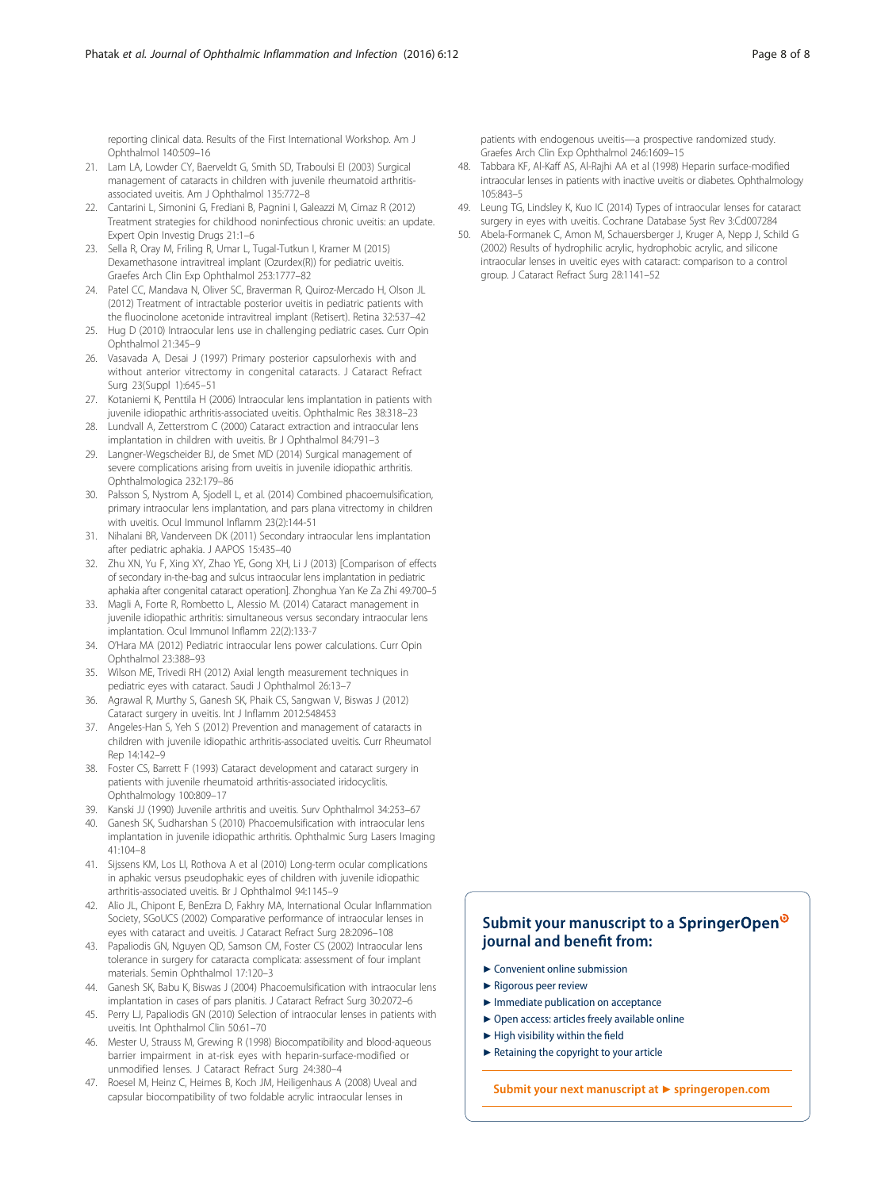reporting clinical data. Results of the First International Workshop. Am J Ophthalmol 140:509–16

21. Lam LA, Lowder CY, Baerveldt G, Smith SD, Traboulsi EI (2003) Surgical management of cataracts in children with juvenile rheumatoid arthritis-associated uveitis. Am J Ophthalmol 135:772–8
22. Cantarini L, Simonini G, Frediani B, Pagnini I, Galeazzi M, Cimaz R (2012) Treatment strategies for childhood noninfectious chronic uveitis: an update. Expert Opin Investig Drugs 21:1–6
23. Sella R, Oray M, Friling R, Umar L, Tugal-Tutkun I, Kramer M (2015) Dexamethasone intravitreal implant (Ozurdex(R)) for pediatric uveitis. Graefes Arch Clin Exp Ophthalmol 253:1777–82
24. Patel CC, Mandava N, Oliver SC, Braverman R, Quiroz-Mercado H, Olson JL (2012) Treatment of intractable posterior uveitis in pediatric patients with the fluocinolone acetonide intravitreal implant (Retisert). Retina 32:537–42
25. Hug D (2010) Intraocular lens use in challenging pediatric cases. Curr Opin Ophthalmol 21:345–9
26. Vasavada A, Desai J (1997) Primary posterior capsulorhexis with and without anterior vitrectomy in congenital cataracts. J Cataract Refract Surg 23(Suppl 1):645–51
27. Kotaniemi K, Penttila H (2006) Intraocular lens implantation in patients with juvenile idiopathic arthritis-associated uveitis. Ophthalmic Res 38:318–23
28. Lundvall A, Zetterstrom C (2000) Cataract extraction and intraocular lens implantation in children with uveitis. Br J Ophthalmol 84:791–3
29. Langner-Wegscheider BJ, de Smet MD (2014) Surgical management of severe complications arising from uveitis in juvenile idiopathic arthritis. Ophthalmologica 232:179–86
30. Palsson S, Nystrom A, Sjodell L, et al. (2014) Combined phacoemulsification, primary intraocular lens implantation, and pars plana vitrectomy in children with uveitis. Ocul Immunol Inflamm 23(2):144-51
31. Nihalani BR, Vanderveen DK (2011) Secondary intraocular lens implantation after pediatric aphakia. J AAPOS 15:435–40
32. Zhu XN, Yu F, Xing XY, Zhao YE, Gong XH, Li J (2013) [Comparison of effects of secondary in-the-bag and sulcus intraocular lens implantation in pediatric aphakia after congenital cataract operation]. Zhonghua Yan Ke Za Zhi 49:700–5
33. Magli A, Forte R, Rombetto L, Alessio M. (2014) Cataract management in juvenile idiopathic arthritis: simultaneous versus secondary intraocular lens implantation. Ocul Immunol Inflamm 22(2):133-7
34. O'Hara MA (2012) Pediatric intraocular lens power calculations. Curr Opin Ophthalmol 23:388–93
35. Wilson ME, Trivedi RH (2012) Axial length measurement techniques in pediatric eyes with cataract. Saudi J Ophthalmol 26:13–7
36. Agrawal R, Murthy S, Ganesh SK, Phaik CS, Sangwan V, Biswas J (2012) Cataract surgery in uveitis. Int J Inflamm 2012:548453
37. Angeles-Han S, Yeh S (2012) Prevention and management of cataracts in children with juvenile idiopathic arthritis-associated uveitis. Curr Rheumatol Rep 14:142–9
38. Foster CS, Barrett F (1993) Cataract development and cataract surgery in patients with juvenile rheumatoid arthritis-associated iridocyclitis. Ophthalmology 100:809–17
39. Kanski JJ (1990) Juvenile arthritis and uveitis. Surv Ophthalmol 34:253–67
40. Ganesh SK, Sudharshan S (2010) Phacoemulsification with intraocular lens implantation in juvenile idiopathic arthritis. Ophthalmic Surg Lasers Imaging 41:104–8
41. Sijssens KM, Los LI, Rothova A et al (2010) Long-term ocular complications in aphakic versus pseudophakic eyes of children with juvenile idiopathic arthritis-associated uveitis. Br J Ophthalmol 94:1145–9
42. Alio JL, Chipont E, BenEzra D, Fakhry MA, International Ocular Inflammation Society, SGoUCS (2002) Comparative performance of intraocular lenses in eyes with cataract and uveitis. J Cataract Refract Surg 28:2096–108
43. Papaliodis GN, Nguyen QD, Samson CM, Foster CS (2002) Intraocular lens tolerance in surgery for cataracta complicata: assessment of four implant materials. Semin Ophthalmol 17:120–3
44. Ganesh SK, Babu K, Biswas J (2004) Phacoemulsification with intraocular lens implantation in cases of pars planitis. J Cataract Refract Surg 30:2072–6
45. Perry LJ, Papaliodis GN (2010) Selection of intraocular lenses in patients with uveitis. Int Ophthalmol Clin 50:61–70
46. Mester U, Strauss M, Grewing R (1998) Biocompatibility and blood-aqueous barrier impairment in at-risk eyes with heparin-surface-modified or unmodified lenses. J Cataract Refract Surg 24:380–4
47. Roesel M, Heinz C, Heimes B, Koch JM, Heiligenhaus A (2008) Uveal and capsular biocompatibility of two foldable acrylic intraocular lenses in patients with endogenous uveitis—a prospective randomized study. Graefes Arch Clin Exp Ophthalmol 246:1609–15
48. Tabbara KF, Al-Kaff AS, Al-Rajhi AA et al (1998) Heparin surface-modified intraocular lenses in patients with inactive uveitis or diabetes. Ophthalmology 105:843–5
49. Leung TG, Lindsley K, Kuo IC (2014) Types of intraocular lenses for cataract surgery in eyes with uveitis. Cochrane Database Syst Rev 3:Cd007284
50. Abela-Formanek C, Amon M, Schauersberger J, Kruger A, Nepp J, Schild G (2002) Results of hydrophilic acrylic, hydrophobic acrylic, and silicone intraocular lenses in uveitic eyes with cataract: comparison to a control group. J Cataract Refract Surg 28:1141–52

**Submit your manuscript to a SpringerOpen journal and benefit from:**

- ► Convenient online submission
- ► Rigorous peer review
- ► Immediate publication on acceptance
- ► Open access: articles freely available online
- ► High visibility within the field
- ► Retaining the copyright to your article

**Submit your next manuscript at ► springeropen.com**